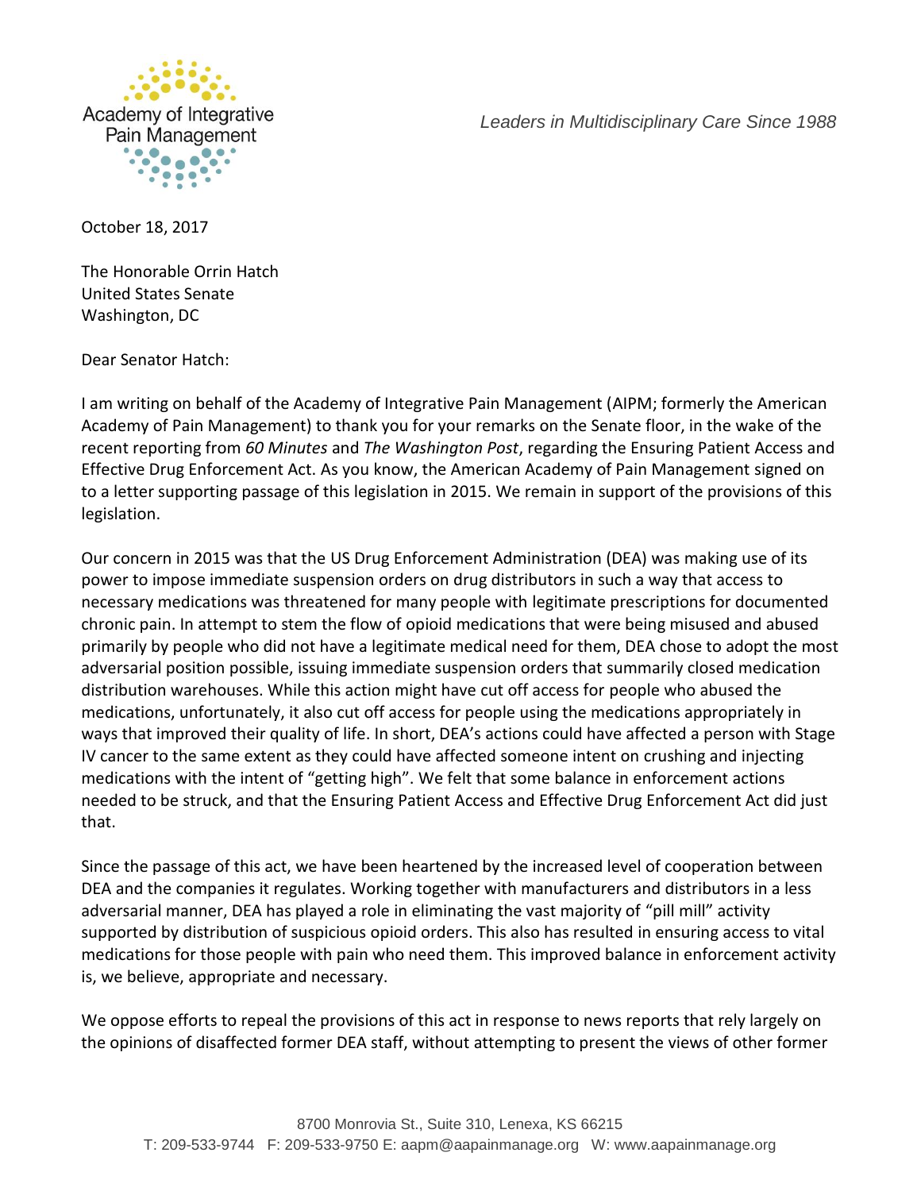Academy of Integrative Pain Management

*Leaders in Multidisciplinary Care Since 1988*

October 18, 2017

The Honorable Orrin Hatch
United States Senate
Washington, DC

Dear Senator Hatch:

I am writing on behalf of the Academy of Integrative Pain Management (AIPM; formerly the American Academy of Pain Management) to thank you for your remarks on the Senate floor, in the wake of the recent reporting from *60 Minutes* and *The Washington Post*, regarding the Ensuring Patient Access and Effective Drug Enforcement Act. As you know, the American Academy of Pain Management signed on to a letter supporting passage of this legislation in 2015. We remain in support of the provisions of this legislation.

Our concern in 2015 was that the US Drug Enforcement Administration (DEA) was making use of its power to impose immediate suspension orders on drug distributors in such a way that access to necessary medications was threatened for many people with legitimate prescriptions for documented chronic pain. In attempt to stem the flow of opioid medications that were being misused and abused primarily by people who did not have a legitimate medical need for them, DEA chose to adopt the most adversarial position possible, issuing immediate suspension orders that summarily closed medication distribution warehouses. While this action might have cut off access for people who abused the medications, unfortunately, it also cut off access for people using the medications appropriately in ways that improved their quality of life. In short, DEA's actions could have affected a person with Stage IV cancer to the same extent as they could have affected someone intent on crushing and injecting medications with the intent of "getting high". We felt that some balance in enforcement actions needed to be struck, and that the Ensuring Patient Access and Effective Drug Enforcement Act did just that.

Since the passage of this act, we have been heartened by the increased level of cooperation between DEA and the companies it regulates. Working together with manufacturers and distributors in a less adversarial manner, DEA has played a role in eliminating the vast majority of "pill mill" activity supported by distribution of suspicious opioid orders. This also has resulted in ensuring access to vital medications for those people with pain who need them. This improved balance in enforcement activity is, we believe, appropriate and necessary.

We oppose efforts to repeal the provisions of this act in response to news reports that rely largely on the opinions of disaffected former DEA staff, without attempting to present the views of other former

8700 Monrovia St., Suite 310, Lenexa, KS 66215
T: 209-533-9744 F: 209-533-9750 E: aapm@aapainmanage.org W: www.aapainmanage.org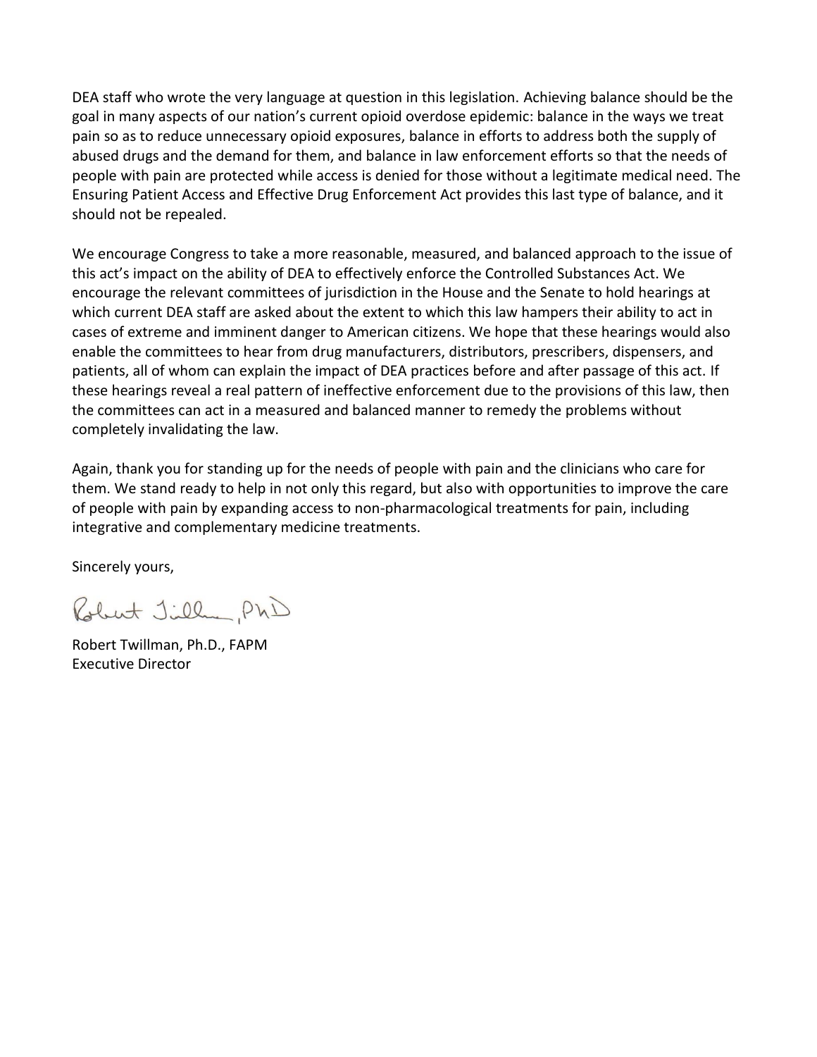DEA staff who wrote the very language at question in this legislation. Achieving balance should be the goal in many aspects of our nation's current opioid overdose epidemic: balance in the ways we treat pain so as to reduce unnecessary opioid exposures, balance in efforts to address both the supply of abused drugs and the demand for them, and balance in law enforcement efforts so that the needs of people with pain are protected while access is denied for those without a legitimate medical need. The Ensuring Patient Access and Effective Drug Enforcement Act provides this last type of balance, and it should not be repealed.

We encourage Congress to take a more reasonable, measured, and balanced approach to the issue of this act's impact on the ability of DEA to effectively enforce the Controlled Substances Act. We encourage the relevant committees of jurisdiction in the House and the Senate to hold hearings at which current DEA staff are asked about the extent to which this law hampers their ability to act in cases of extreme and imminent danger to American citizens. We hope that these hearings would also enable the committees to hear from drug manufacturers, distributors, prescribers, dispensers, and patients, all of whom can explain the impact of DEA practices before and after passage of this act. If these hearings reveal a real pattern of ineffective enforcement due to the provisions of this law, then the committees can act in a measured and balanced manner to remedy the problems without completely invalidating the law.

Again, thank you for standing up for the needs of people with pain and the clinicians who care for them. We stand ready to help in not only this regard, but also with opportunities to improve the care of people with pain by expanding access to non-pharmacological treatments for pain, including integrative and complementary medicine treatments.

Sincerely yours,

Robert Twillman, PhD

Robert Twillman, Ph.D., FAPM
Executive Director